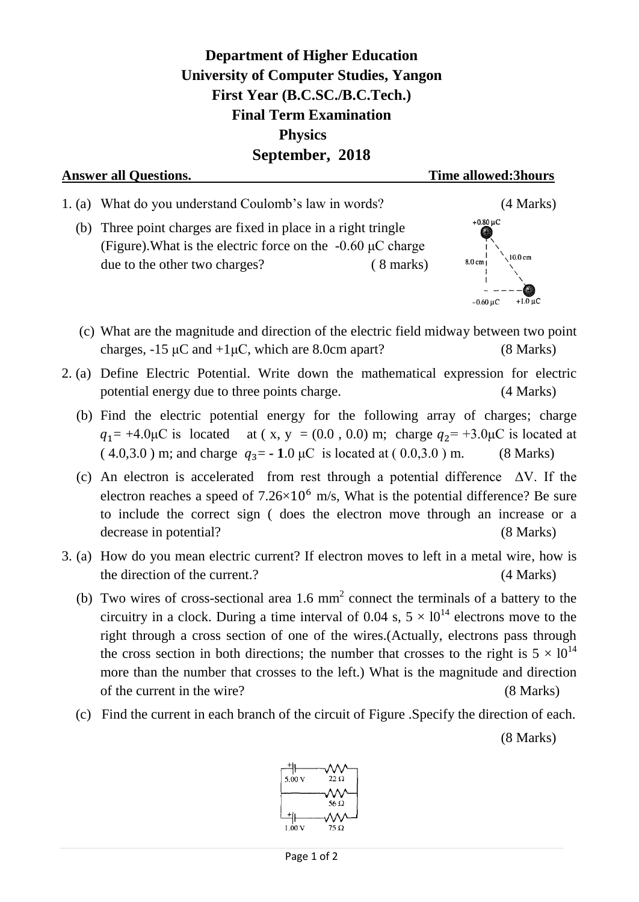**Department of Higher Education**
**University of Computer Studies, Yangon**
**First Year (B.C.SC./B.C.Tech.)**
**Final Term Examination**
**Physics**
**September, 2018**

**Answer all Questions.** **Time allowed:3hours**

1. (a) What do you understand Coulomb's law in words? (4 Marks)

   (b) Three point charges are fixed in place in a right tringle (Figure).What is the electric force on the -0.60 μC charge due to the other two charges? ( 8 marks)

   +0.80 μC, 8.0 cm, 10.0 cm, −0.60 μC, +1.0 μC

   (c) What are the magnitude and direction of the electric field midway between two point charges, -15 μC and +1μC, which are 8.0cm apart? (8 Marks)

2. (a) Define Electric Potential. Write down the mathematical expression for electric potential energy due to three points charge. (4 Marks)

   (b) Find the electric potential energy for the following array of charges; charge $q_1$= +4.0μC is located at ( x, y = (0.0 , 0.0) m; charge $q_2$= +3.0μC is located at ( 4.0,3.0 ) m; and charge $q_3$= **- 1**.0 μC is located at ( 0.0,3.0 ) m. (8 Marks)

   (c) An electron is accelerated from rest through a potential difference ΔV. If the electron reaches a speed of $7.26\times10^{6}$ m/s, What is the potential difference? Be sure to include the correct sign ( does the electron move through an increase or a decrease in potential? (8 Marks)

3. (a) How do you mean electric current? If electron moves to left in a metal wire, how is the direction of the current.? (4 Marks)

   (b) Two wires of cross-sectional area 1.6 $mm^2$ connect the terminals of a battery to the circuitry in a clock. During a time interval of 0.04 s, $5 \times 10^{14}$ electrons move to the right through a cross section of one of the wires.(Actually, electrons pass through the cross section in both directions; the number that crosses to the right is $5 \times 10^{14}$ more than the number that crosses to the left.) What is the magnitude and direction of the current in the wire? (8 Marks)

   (c) Find the current in each branch of the circuit of Figure .Specify the direction of each. (8 Marks)

   5.00 V, 22 Ω, 56 Ω, 1.00 V, 75 Ω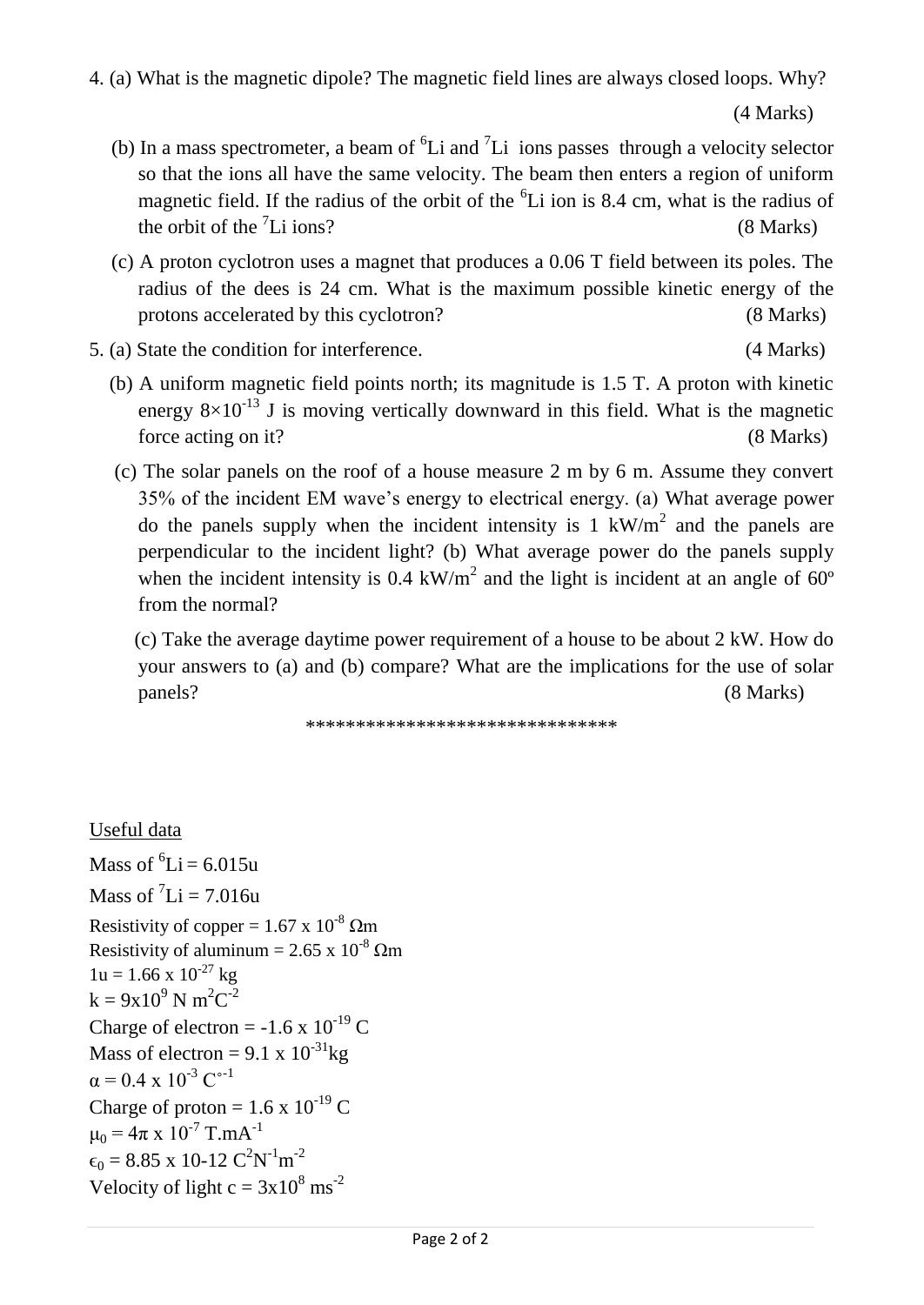4. (a) What is the magnetic dipole? The magnetic field lines are always closed loops. Why?

(4 Marks)

(b) In a mass spectrometer, a beam of $^{6}$Li and $^{7}$Li ions passes through a velocity selector so that the ions all have the same velocity. The beam then enters a region of uniform magnetic field. If the radius of the orbit of the $^{6}$Li ion is 8.4 cm, what is the radius of the orbit of the $^{7}$Li ions? (8 Marks)

(c) A proton cyclotron uses a magnet that produces a 0.06 T field between its poles. The radius of the dees is 24 cm. What is the maximum possible kinetic energy of the protons accelerated by this cyclotron? (8 Marks)

5. (a) State the condition for interference. (4 Marks)

(b) A uniform magnetic field points north; its magnitude is 1.5 T. A proton with kinetic energy $8\times10^{-13}$ J is moving vertically downward in this field. What is the magnetic force acting on it? (8 Marks)

(c) The solar panels on the roof of a house measure 2 m by 6 m. Assume they convert 35% of the incident EM wave's energy to electrical energy. (a) What average power do the panels supply when the incident intensity is 1 kW/m$^2$ and the panels are perpendicular to the incident light? (b) What average power do the panels supply when the incident intensity is 0.4 kW/m$^2$ and the light is incident at an angle of 60º from the normal?

(c) Take the average daytime power requirement of a house to be about 2 kW. How do your answers to (a) and (b) compare? What are the implications for the use of solar panels? (8 Marks)

*******************************

<u>Useful data</u>

Mass of $^{6}$Li = 6.015u

Mass of $^{7}$Li = 7.016u

Resistivity of copper = $1.67 \times 10^{-8}$ Ωm

Resistivity of aluminum = $2.65 \times 10^{-8}$ Ωm

1u = $1.66 \times 10^{-27}$ kg

k = $9\times10^{9}$ N m$^2$C$^{-2}$

Charge of electron = $-1.6 \times 10^{-19}$ C

Mass of electron = $9.1 \times 10^{-31}$kg

$\alpha = 0.4 \times 10^{-3}$ C$^{\circ -1}$

Charge of proton = $1.6 \times 10^{-19}$ C

$\mu_0 = 4\pi \times 10^{-7}$ T.mA$^{-1}$

$\epsilon_0$ = 8.85 x 10-12 C$^2$N$^{-1}$m$^{-2}$

Velocity of light c = $3\times10^{8}$ ms$^{-2}$